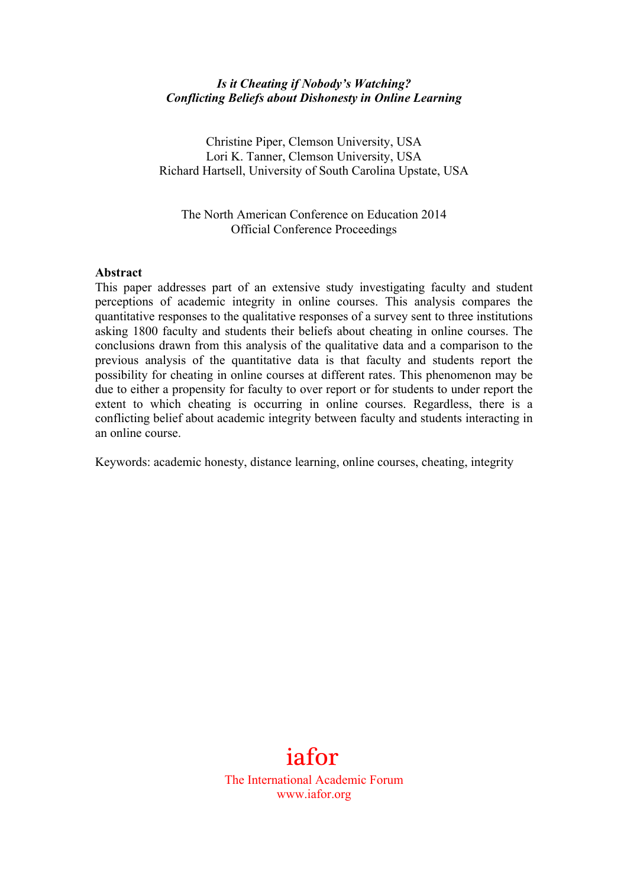# *Is it Cheating if Nobody's Watching? Conflicting Beliefs about Dishonesty in Online Learning*

Christine Piper, Clemson University, USA
Lori K. Tanner, Clemson University, USA
Richard Hartsell, University of South Carolina Upstate, USA

The North American Conference on Education 2014
Official Conference Proceedings

**Abstract**

This paper addresses part of an extensive study investigating faculty and student perceptions of academic integrity in online courses. This analysis compares the quantitative responses to the qualitative responses of a survey sent to three institutions asking 1800 faculty and students their beliefs about cheating in online courses. The conclusions drawn from this analysis of the qualitative data and a comparison to the previous analysis of the quantitative data is that faculty and students report the possibility for cheating in online courses at different rates. This phenomenon may be due to either a propensity for faculty to over report or for students to under report the extent to which cheating is occurring in online courses. Regardless, there is a conflicting belief about academic integrity between faculty and students interacting in an online course.

Keywords: academic honesty, distance learning, online courses, cheating, integrity

iafor
The International Academic Forum
www.iafor.org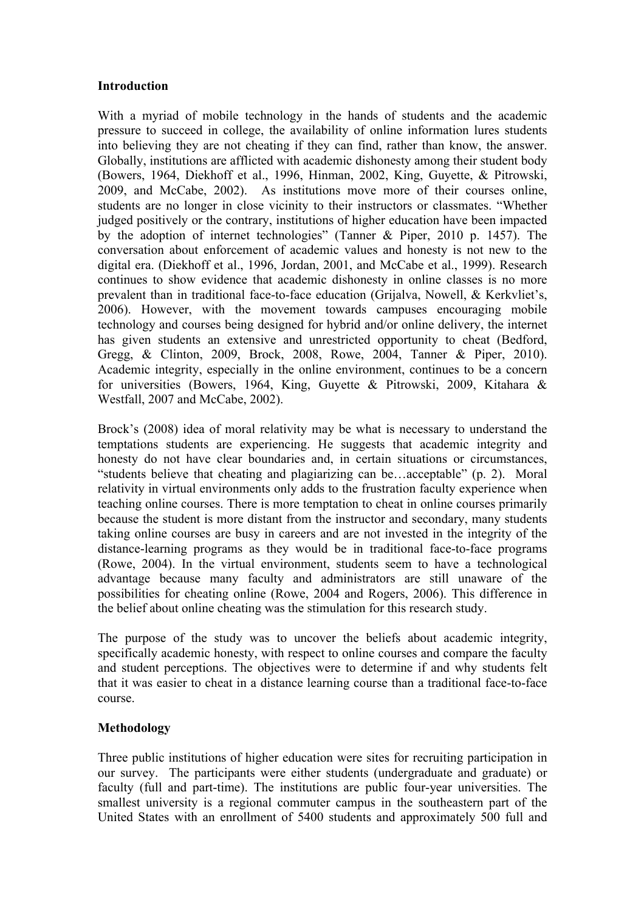## Introduction

With a myriad of mobile technology in the hands of students and the academic pressure to succeed in college, the availability of online information lures students into believing they are not cheating if they can find, rather than know, the answer. Globally, institutions are afflicted with academic dishonesty among their student body (Bowers, 1964, Diekhoff et al., 1996, Hinman, 2002, King, Guyette, & Pitrowski, 2009, and McCabe, 2002). As institutions move more of their courses online, students are no longer in close vicinity to their instructors or classmates. "Whether judged positively or the contrary, institutions of higher education have been impacted by the adoption of internet technologies" (Tanner & Piper, 2010 p. 1457). The conversation about enforcement of academic values and honesty is not new to the digital era. (Diekhoff et al., 1996, Jordan, 2001, and McCabe et al., 1999). Research continues to show evidence that academic dishonesty in online classes is no more prevalent than in traditional face-to-face education (Grijalva, Nowell, & Kerkvliet's, 2006). However, with the movement towards campuses encouraging mobile technology and courses being designed for hybrid and/or online delivery, the internet has given students an extensive and unrestricted opportunity to cheat (Bedford, Gregg, & Clinton, 2009, Brock, 2008, Rowe, 2004, Tanner & Piper, 2010). Academic integrity, especially in the online environment, continues to be a concern for universities (Bowers, 1964, King, Guyette & Pitrowski, 2009, Kitahara & Westfall, 2007 and McCabe, 2002).

Brock's (2008) idea of moral relativity may be what is necessary to understand the temptations students are experiencing. He suggests that academic integrity and honesty do not have clear boundaries and, in certain situations or circumstances, "students believe that cheating and plagiarizing can be…acceptable" (p. 2). Moral relativity in virtual environments only adds to the frustration faculty experience when teaching online courses. There is more temptation to cheat in online courses primarily because the student is more distant from the instructor and secondary, many students taking online courses are busy in careers and are not invested in the integrity of the distance-learning programs as they would be in traditional face-to-face programs (Rowe, 2004). In the virtual environment, students seem to have a technological advantage because many faculty and administrators are still unaware of the possibilities for cheating online (Rowe, 2004 and Rogers, 2006). This difference in the belief about online cheating was the stimulation for this research study.

The purpose of the study was to uncover the beliefs about academic integrity, specifically academic honesty, with respect to online courses and compare the faculty and student perceptions. The objectives were to determine if and why students felt that it was easier to cheat in a distance learning course than a traditional face-to-face course.

## Methodology

Three public institutions of higher education were sites for recruiting participation in our survey. The participants were either students (undergraduate and graduate) or faculty (full and part-time). The institutions are public four-year universities. The smallest university is a regional commuter campus in the southeastern part of the United States with an enrollment of 5400 students and approximately 500 full and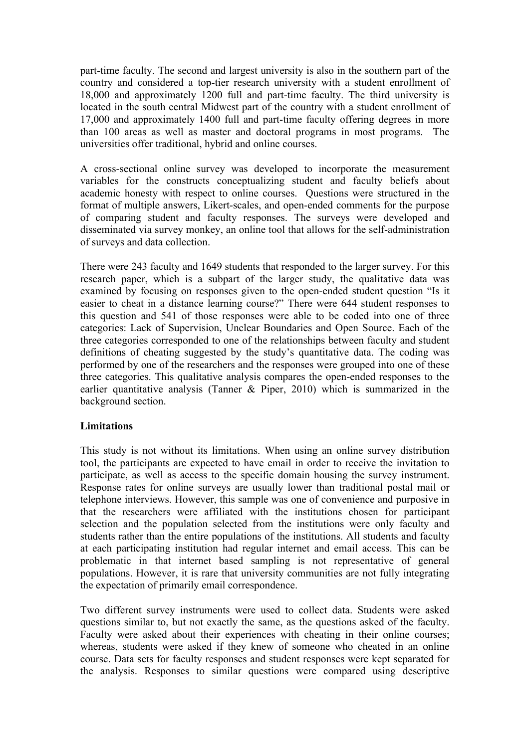part-time faculty. The second and largest university is also in the southern part of the country and considered a top-tier research university with a student enrollment of 18,000 and approximately 1200 full and part-time faculty. The third university is located in the south central Midwest part of the country with a student enrollment of 17,000 and approximately 1400 full and part-time faculty offering degrees in more than 100 areas as well as master and doctoral programs in most programs. The universities offer traditional, hybrid and online courses.

A cross-sectional online survey was developed to incorporate the measurement variables for the constructs conceptualizing student and faculty beliefs about academic honesty with respect to online courses. Questions were structured in the format of multiple answers, Likert-scales, and open-ended comments for the purpose of comparing student and faculty responses. The surveys were developed and disseminated via survey monkey, an online tool that allows for the self-administration of surveys and data collection.

There were 243 faculty and 1649 students that responded to the larger survey. For this research paper, which is a subpart of the larger study, the qualitative data was examined by focusing on responses given to the open-ended student question "Is it easier to cheat in a distance learning course?" There were 644 student responses to this question and 541 of those responses were able to be coded into one of three categories: Lack of Supervision, Unclear Boundaries and Open Source. Each of the three categories corresponded to one of the relationships between faculty and student definitions of cheating suggested by the study's quantitative data. The coding was performed by one of the researchers and the responses were grouped into one of these three categories. This qualitative analysis compares the open-ended responses to the earlier quantitative analysis (Tanner & Piper, 2010) which is summarized in the background section.

**Limitations**

This study is not without its limitations. When using an online survey distribution tool, the participants are expected to have email in order to receive the invitation to participate, as well as access to the specific domain housing the survey instrument. Response rates for online surveys are usually lower than traditional postal mail or telephone interviews. However, this sample was one of convenience and purposive in that the researchers were affiliated with the institutions chosen for participant selection and the population selected from the institutions were only faculty and students rather than the entire populations of the institutions. All students and faculty at each participating institution had regular internet and email access. This can be problematic in that internet based sampling is not representative of general populations. However, it is rare that university communities are not fully integrating the expectation of primarily email correspondence.

Two different survey instruments were used to collect data. Students were asked questions similar to, but not exactly the same, as the questions asked of the faculty. Faculty were asked about their experiences with cheating in their online courses; whereas, students were asked if they knew of someone who cheated in an online course. Data sets for faculty responses and student responses were kept separated for the analysis. Responses to similar questions were compared using descriptive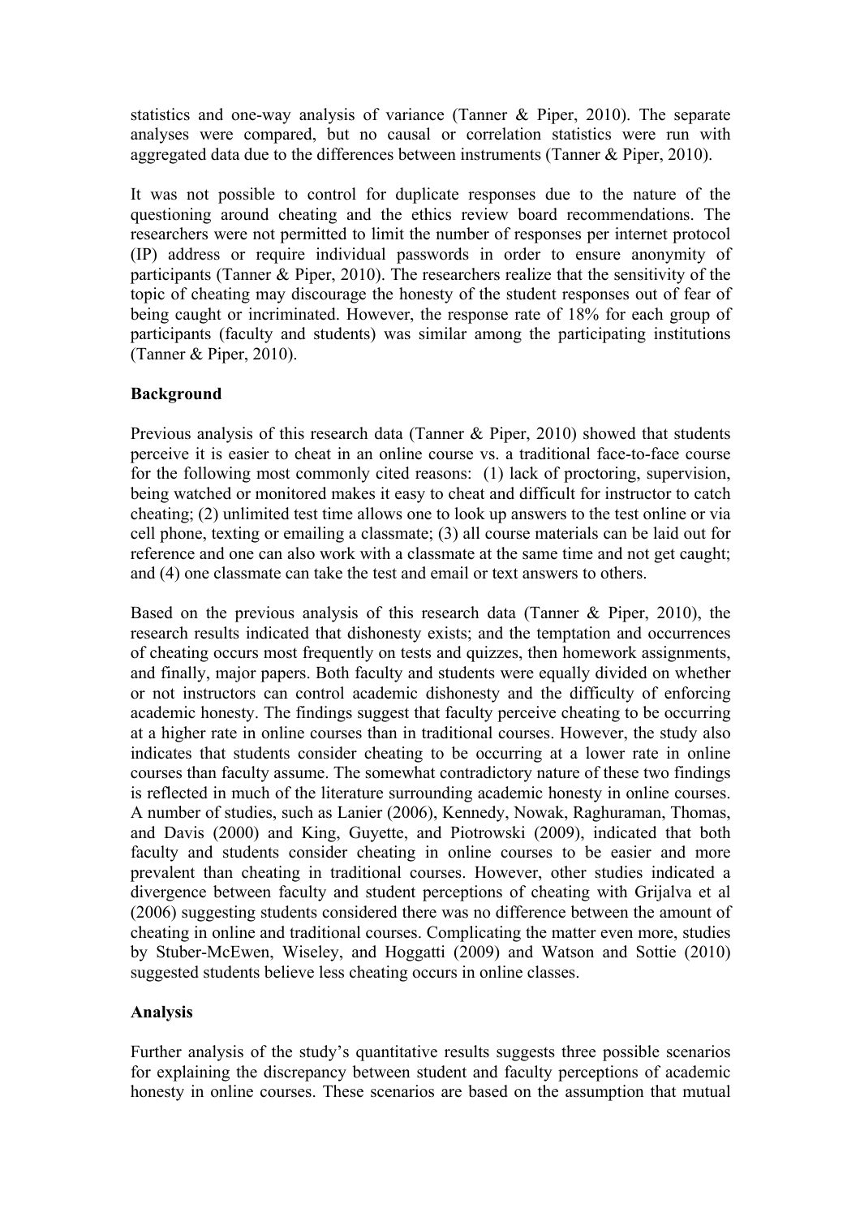statistics and one-way analysis of variance (Tanner & Piper, 2010). The separate analyses were compared, but no causal or correlation statistics were run with aggregated data due to the differences between instruments (Tanner & Piper, 2010).

It was not possible to control for duplicate responses due to the nature of the questioning around cheating and the ethics review board recommendations. The researchers were not permitted to limit the number of responses per internet protocol (IP) address or require individual passwords in order to ensure anonymity of participants (Tanner & Piper, 2010). The researchers realize that the sensitivity of the topic of cheating may discourage the honesty of the student responses out of fear of being caught or incriminated. However, the response rate of 18% for each group of participants (faculty and students) was similar among the participating institutions (Tanner & Piper, 2010).

**Background**

Previous analysis of this research data (Tanner & Piper, 2010) showed that students perceive it is easier to cheat in an online course vs. a traditional face-to-face course for the following most commonly cited reasons: (1) lack of proctoring, supervision, being watched or monitored makes it easy to cheat and difficult for instructor to catch cheating; (2) unlimited test time allows one to look up answers to the test online or via cell phone, texting or emailing a classmate; (3) all course materials can be laid out for reference and one can also work with a classmate at the same time and not get caught; and (4) one classmate can take the test and email or text answers to others.

Based on the previous analysis of this research data (Tanner & Piper, 2010), the research results indicated that dishonesty exists; and the temptation and occurrences of cheating occurs most frequently on tests and quizzes, then homework assignments, and finally, major papers. Both faculty and students were equally divided on whether or not instructors can control academic dishonesty and the difficulty of enforcing academic honesty. The findings suggest that faculty perceive cheating to be occurring at a higher rate in online courses than in traditional courses. However, the study also indicates that students consider cheating to be occurring at a lower rate in online courses than faculty assume. The somewhat contradictory nature of these two findings is reflected in much of the literature surrounding academic honesty in online courses. A number of studies, such as Lanier (2006), Kennedy, Nowak, Raghuraman, Thomas, and Davis (2000) and King, Guyette, and Piotrowski (2009), indicated that both faculty and students consider cheating in online courses to be easier and more prevalent than cheating in traditional courses. However, other studies indicated a divergence between faculty and student perceptions of cheating with Grijalva et al (2006) suggesting students considered there was no difference between the amount of cheating in online and traditional courses. Complicating the matter even more, studies by Stuber-McEwen, Wiseley, and Hoggatti (2009) and Watson and Sottie (2010) suggested students believe less cheating occurs in online classes.

**Analysis**

Further analysis of the study's quantitative results suggests three possible scenarios for explaining the discrepancy between student and faculty perceptions of academic honesty in online courses. These scenarios are based on the assumption that mutual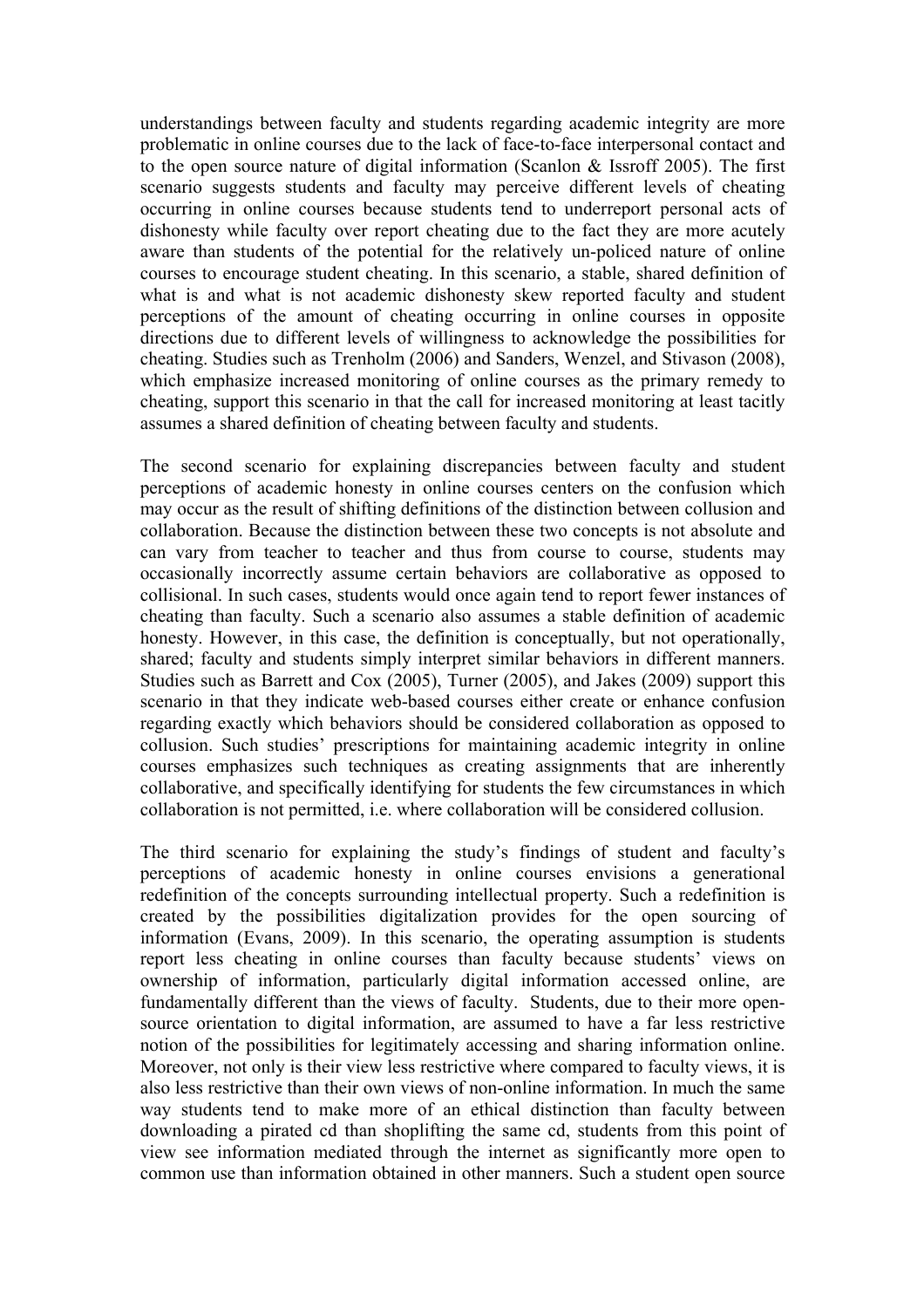understandings between faculty and students regarding academic integrity are more problematic in online courses due to the lack of face-to-face interpersonal contact and to the open source nature of digital information (Scanlon & Issroff 2005). The first scenario suggests students and faculty may perceive different levels of cheating occurring in online courses because students tend to underreport personal acts of dishonesty while faculty over report cheating due to the fact they are more acutely aware than students of the potential for the relatively un-policed nature of online courses to encourage student cheating. In this scenario, a stable, shared definition of what is and what is not academic dishonesty skew reported faculty and student perceptions of the amount of cheating occurring in online courses in opposite directions due to different levels of willingness to acknowledge the possibilities for cheating. Studies such as Trenholm (2006) and Sanders, Wenzel, and Stivason (2008), which emphasize increased monitoring of online courses as the primary remedy to cheating, support this scenario in that the call for increased monitoring at least tacitly assumes a shared definition of cheating between faculty and students.

The second scenario for explaining discrepancies between faculty and student perceptions of academic honesty in online courses centers on the confusion which may occur as the result of shifting definitions of the distinction between collusion and collaboration. Because the distinction between these two concepts is not absolute and can vary from teacher to teacher and thus from course to course, students may occasionally incorrectly assume certain behaviors are collaborative as opposed to collisional. In such cases, students would once again tend to report fewer instances of cheating than faculty. Such a scenario also assumes a stable definition of academic honesty. However, in this case, the definition is conceptually, but not operationally, shared; faculty and students simply interpret similar behaviors in different manners. Studies such as Barrett and Cox (2005), Turner (2005), and Jakes (2009) support this scenario in that they indicate web-based courses either create or enhance confusion regarding exactly which behaviors should be considered collaboration as opposed to collusion. Such studies' prescriptions for maintaining academic integrity in online courses emphasizes such techniques as creating assignments that are inherently collaborative, and specifically identifying for students the few circumstances in which collaboration is not permitted, i.e. where collaboration will be considered collusion.

The third scenario for explaining the study's findings of student and faculty's perceptions of academic honesty in online courses envisions a generational redefinition of the concepts surrounding intellectual property. Such a redefinition is created by the possibilities digitalization provides for the open sourcing of information (Evans, 2009). In this scenario, the operating assumption is students report less cheating in online courses than faculty because students' views on ownership of information, particularly digital information accessed online, are fundamentally different than the views of faculty. Students, due to their more open-source orientation to digital information, are assumed to have a far less restrictive notion of the possibilities for legitimately accessing and sharing information online. Moreover, not only is their view less restrictive where compared to faculty views, it is also less restrictive than their own views of non-online information. In much the same way students tend to make more of an ethical distinction than faculty between downloading a pirated cd than shoplifting the same cd, students from this point of view see information mediated through the internet as significantly more open to common use than information obtained in other manners. Such a student open source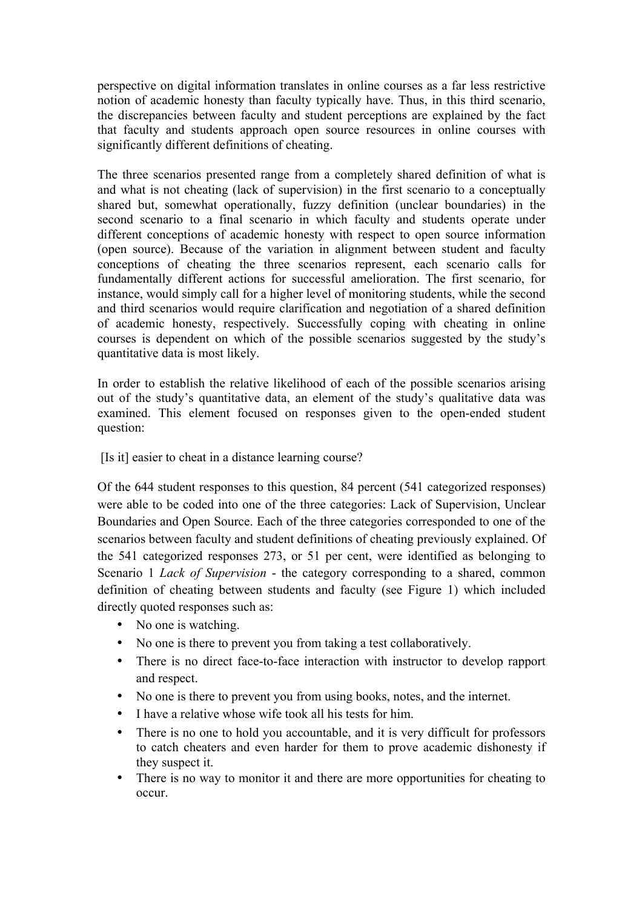perspective on digital information translates in online courses as a far less restrictive notion of academic honesty than faculty typically have. Thus, in this third scenario, the discrepancies between faculty and student perceptions are explained by the fact that faculty and students approach open source resources in online courses with significantly different definitions of cheating.

The three scenarios presented range from a completely shared definition of what is and what is not cheating (lack of supervision) in the first scenario to a conceptually shared but, somewhat operationally, fuzzy definition (unclear boundaries) in the second scenario to a final scenario in which faculty and students operate under different conceptions of academic honesty with respect to open source information (open source). Because of the variation in alignment between student and faculty conceptions of cheating the three scenarios represent, each scenario calls for fundamentally different actions for successful amelioration. The first scenario, for instance, would simply call for a higher level of monitoring students, while the second and third scenarios would require clarification and negotiation of a shared definition of academic honesty, respectively. Successfully coping with cheating in online courses is dependent on which of the possible scenarios suggested by the study's quantitative data is most likely.

In order to establish the relative likelihood of each of the possible scenarios arising out of the study's quantitative data, an element of the study's qualitative data was examined. This element focused on responses given to the open-ended student question:

[Is it] easier to cheat in a distance learning course?

Of the 644 student responses to this question, 84 percent (541 categorized responses) were able to be coded into one of the three categories: Lack of Supervision, Unclear Boundaries and Open Source. Each of the three categories corresponded to one of the scenarios between faculty and student definitions of cheating previously explained. Of the 541 categorized responses 273, or 51 per cent, were identified as belonging to Scenario 1 *Lack of Supervision* - the category corresponding to a shared, common definition of cheating between students and faculty (see Figure 1) which included directly quoted responses such as:

- No one is watching.
- No one is there to prevent you from taking a test collaboratively.
- There is no direct face-to-face interaction with instructor to develop rapport and respect.
- No one is there to prevent you from using books, notes, and the internet.
- I have a relative whose wife took all his tests for him.
- There is no one to hold you accountable, and it is very difficult for professors to catch cheaters and even harder for them to prove academic dishonesty if they suspect it.
- There is no way to monitor it and there are more opportunities for cheating to occur.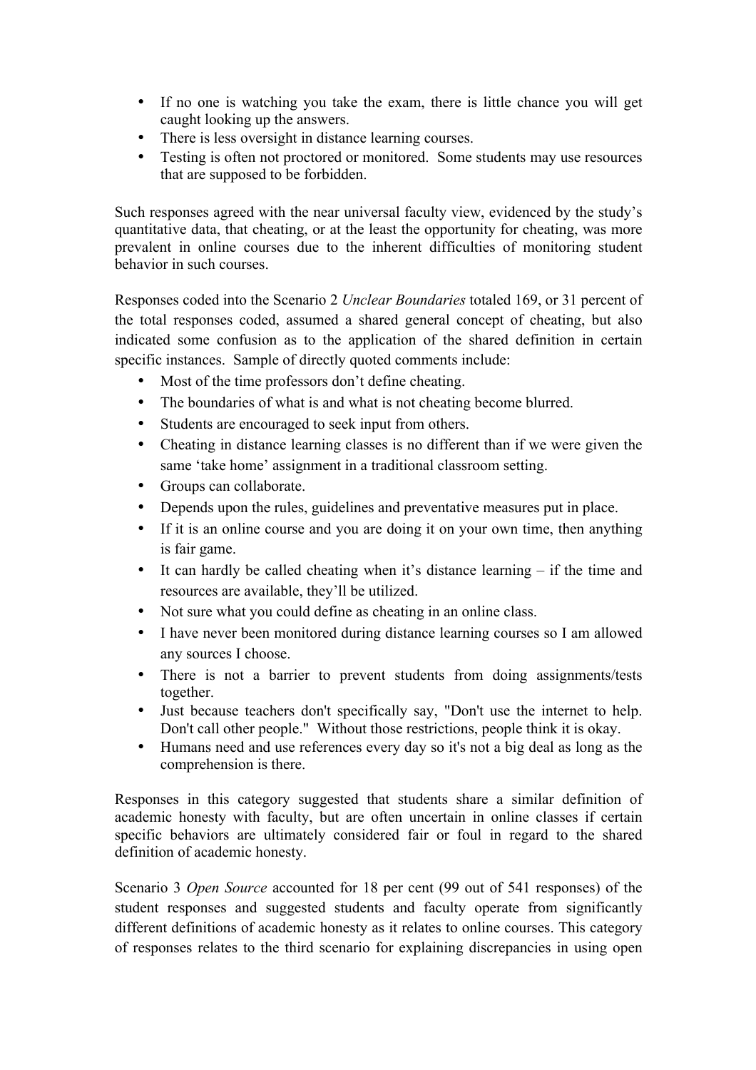- If no one is watching you take the exam, there is little chance you will get caught looking up the answers.
- There is less oversight in distance learning courses.
- Testing is often not proctored or monitored. Some students may use resources that are supposed to be forbidden.

Such responses agreed with the near universal faculty view, evidenced by the study's quantitative data, that cheating, or at the least the opportunity for cheating, was more prevalent in online courses due to the inherent difficulties of monitoring student behavior in such courses.

Responses coded into the Scenario 2 *Unclear Boundaries* totaled 169, or 31 percent of the total responses coded, assumed a shared general concept of cheating, but also indicated some confusion as to the application of the shared definition in certain specific instances. Sample of directly quoted comments include:

- Most of the time professors don't define cheating.
- The boundaries of what is and what is not cheating become blurred.
- Students are encouraged to seek input from others.
- Cheating in distance learning classes is no different than if we were given the same 'take home' assignment in a traditional classroom setting.
- Groups can collaborate.
- Depends upon the rules, guidelines and preventative measures put in place.
- If it is an online course and you are doing it on your own time, then anything is fair game.
- It can hardly be called cheating when it's distance learning – if the time and resources are available, they'll be utilized.
- Not sure what you could define as cheating in an online class.
- I have never been monitored during distance learning courses so I am allowed any sources I choose.
- There is not a barrier to prevent students from doing assignments/tests together.
- Just because teachers don't specifically say, "Don't use the internet to help. Don't call other people." Without those restrictions, people think it is okay.
- Humans need and use references every day so it's not a big deal as long as the comprehension is there.

Responses in this category suggested that students share a similar definition of academic honesty with faculty, but are often uncertain in online classes if certain specific behaviors are ultimately considered fair or foul in regard to the shared definition of academic honesty.

Scenario 3 *Open Source* accounted for 18 per cent (99 out of 541 responses) of the student responses and suggested students and faculty operate from significantly different definitions of academic honesty as it relates to online courses. This category of responses relates to the third scenario for explaining discrepancies in using open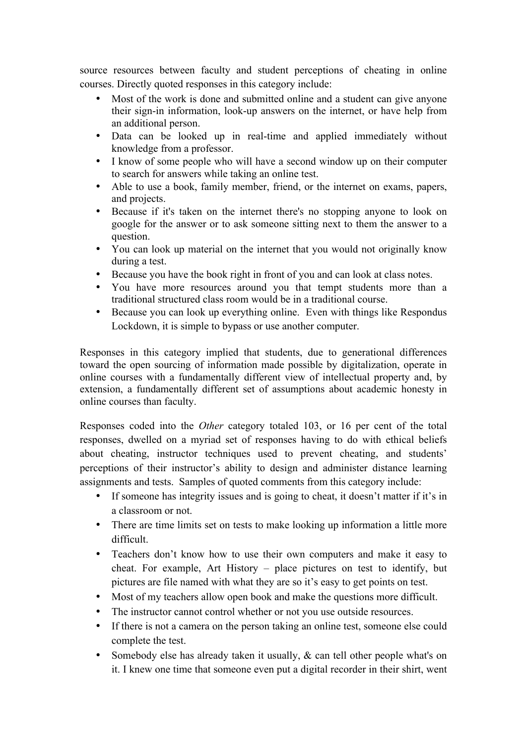source resources between faculty and student perceptions of cheating in online courses. Directly quoted responses in this category include:

- Most of the work is done and submitted online and a student can give anyone their sign-in information, look-up answers on the internet, or have help from an additional person.
- Data can be looked up in real-time and applied immediately without knowledge from a professor.
- I know of some people who will have a second window up on their computer to search for answers while taking an online test.
- Able to use a book, family member, friend, or the internet on exams, papers, and projects.
- Because if it's taken on the internet there's no stopping anyone to look on google for the answer or to ask someone sitting next to them the answer to a question.
- You can look up material on the internet that you would not originally know during a test.
- Because you have the book right in front of you and can look at class notes.
- You have more resources around you that tempt students more than a traditional structured class room would be in a traditional course.
- Because you can look up everything online. Even with things like Respondus Lockdown, it is simple to bypass or use another computer.

Responses in this category implied that students, due to generational differences toward the open sourcing of information made possible by digitalization, operate in online courses with a fundamentally different view of intellectual property and, by extension, a fundamentally different set of assumptions about academic honesty in online courses than faculty.

Responses coded into the *Other* category totaled 103, or 16 per cent of the total responses, dwelled on a myriad set of responses having to do with ethical beliefs about cheating, instructor techniques used to prevent cheating, and students' perceptions of their instructor's ability to design and administer distance learning assignments and tests. Samples of quoted comments from this category include:

- If someone has integrity issues and is going to cheat, it doesn't matter if it's in a classroom or not.
- There are time limits set on tests to make looking up information a little more difficult.
- Teachers don't know how to use their own computers and make it easy to cheat. For example, Art History – place pictures on test to identify, but pictures are file named with what they are so it's easy to get points on test.
- Most of my teachers allow open book and make the questions more difficult.
- The instructor cannot control whether or not you use outside resources.
- If there is not a camera on the person taking an online test, someone else could complete the test.
- Somebody else has already taken it usually, & can tell other people what's on it. I knew one time that someone even put a digital recorder in their shirt, went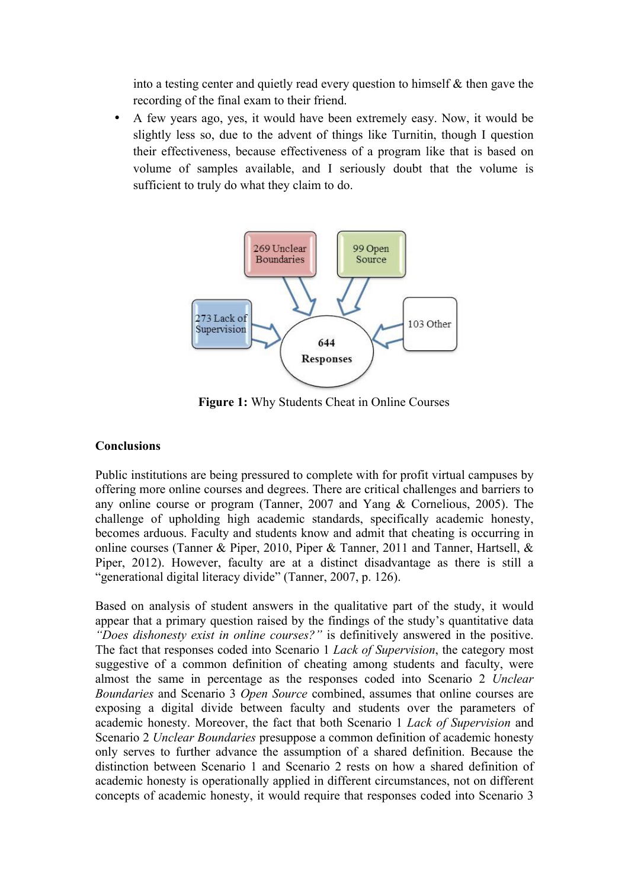into a testing center and quietly read every question to himself & then gave the recording of the final exam to their friend.

- A few years ago, yes, it would have been extremely easy. Now, it would be slightly less so, due to the advent of things like Turnitin, though I question their effectiveness, because effectiveness of a program like that is based on volume of samples available, and I seriously doubt that the volume is sufficient to truly do what they claim to do.

**Figure 1:** Why Students Cheat in Online Courses

**Conclusions**

Public institutions are being pressured to complete with for profit virtual campuses by offering more online courses and degrees. There are critical challenges and barriers to any online course or program (Tanner, 2007 and Yang & Cornelious, 2005). The challenge of upholding high academic standards, specifically academic honesty, becomes arduous. Faculty and students know and admit that cheating is occurring in online courses (Tanner & Piper, 2010, Piper & Tanner, 2011 and Tanner, Hartsell, & Piper, 2012). However, faculty are at a distinct disadvantage as there is still a "generational digital literacy divide" (Tanner, 2007, p. 126).

Based on analysis of student answers in the qualitative part of the study, it would appear that a primary question raised by the findings of the study's quantitative data *"Does dishonesty exist in online courses?"* is definitively answered in the positive. The fact that responses coded into Scenario 1 *Lack of Supervision*, the category most suggestive of a common definition of cheating among students and faculty, were almost the same in percentage as the responses coded into Scenario 2 *Unclear Boundaries* and Scenario 3 *Open Source* combined, assumes that online courses are exposing a digital divide between faculty and students over the parameters of academic honesty. Moreover, the fact that both Scenario 1 *Lack of Supervision* and Scenario 2 *Unclear Boundaries* presuppose a common definition of academic honesty only serves to further advance the assumption of a shared definition. Because the distinction between Scenario 1 and Scenario 2 rests on how a shared definition of academic honesty is operationally applied in different circumstances, not on different concepts of academic honesty, it would require that responses coded into Scenario 3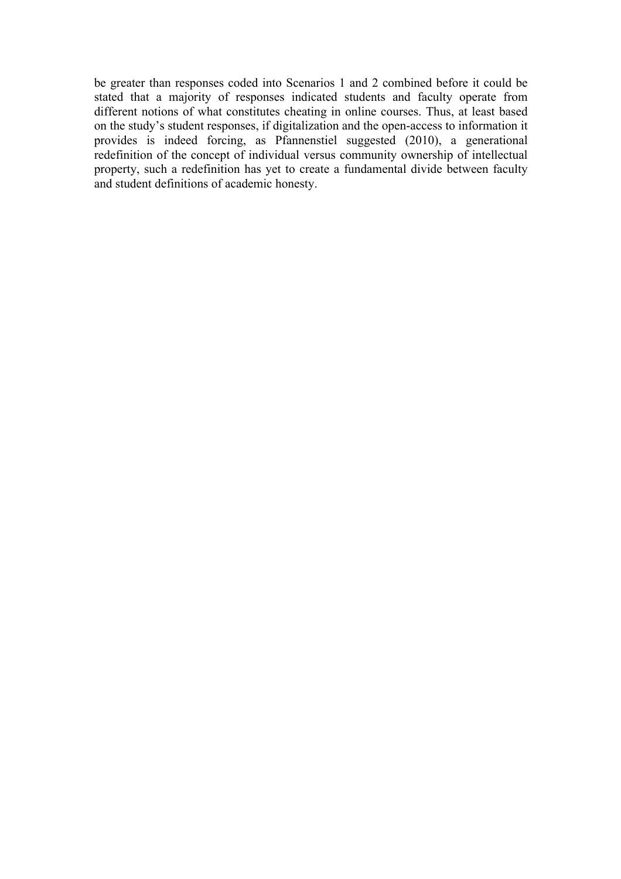be greater than responses coded into Scenarios 1 and 2 combined before it could be stated that a majority of responses indicated students and faculty operate from different notions of what constitutes cheating in online courses. Thus, at least based on the study's student responses, if digitalization and the open-access to information it provides is indeed forcing, as Pfannenstiel suggested (2010), a generational redefinition of the concept of individual versus community ownership of intellectual property, such a redefinition has yet to create a fundamental divide between faculty and student definitions of academic honesty.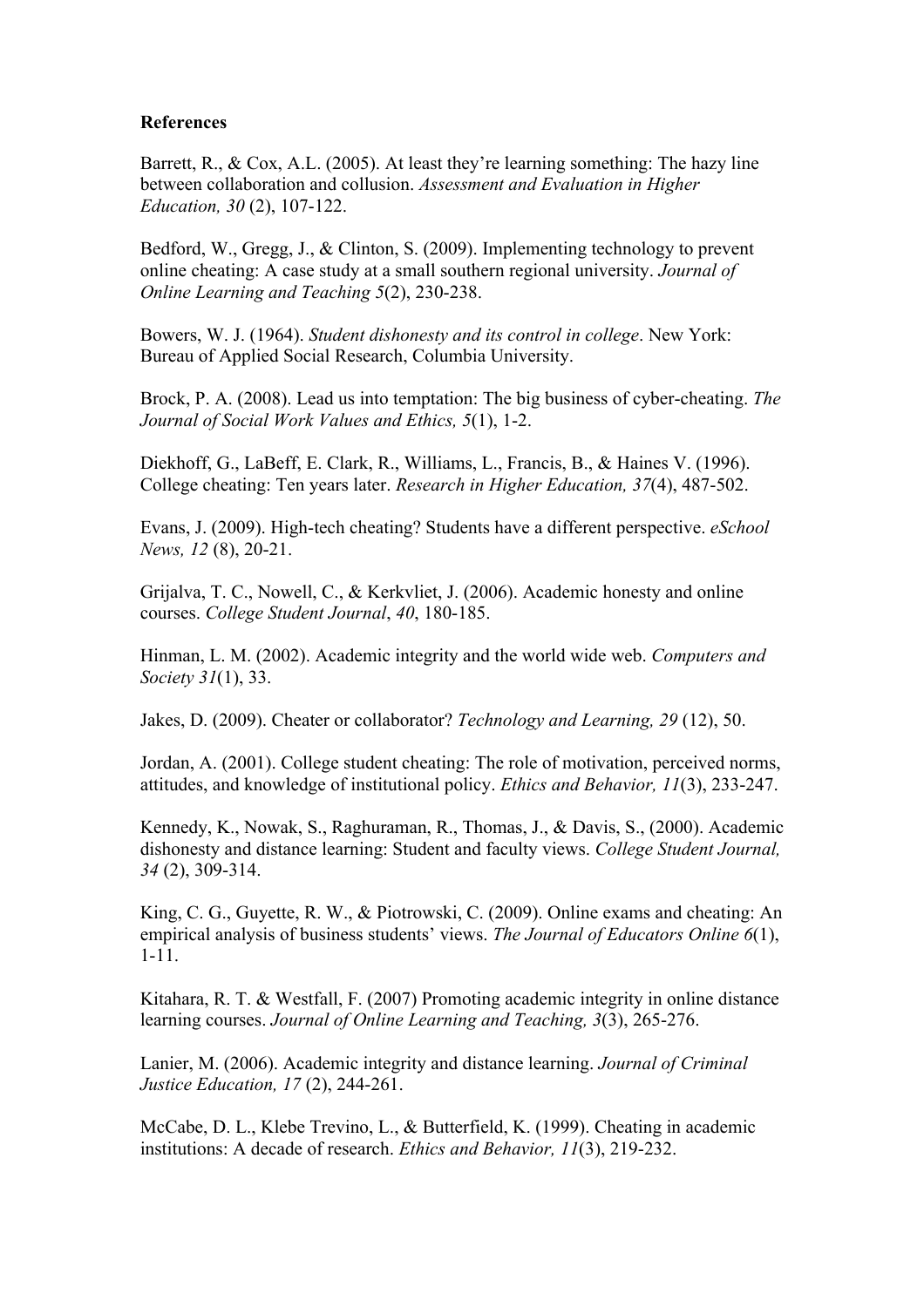**References**

Barrett, R., & Cox, A.L. (2005). At least they're learning something: The hazy line between collaboration and collusion. *Assessment and Evaluation in Higher Education, 30* (2), 107-122.

Bedford, W., Gregg, J., & Clinton, S. (2009). Implementing technology to prevent online cheating: A case study at a small southern regional university. *Journal of Online Learning and Teaching 5*(2), 230-238.

Bowers, W. J. (1964). *Student dishonesty and its control in college*. New York: Bureau of Applied Social Research, Columbia University.

Brock, P. A. (2008). Lead us into temptation: The big business of cyber-cheating. *The Journal of Social Work Values and Ethics, 5*(1), 1-2.

Diekhoff, G., LaBeff, E. Clark, R., Williams, L., Francis, B., & Haines V. (1996). College cheating: Ten years later. *Research in Higher Education, 37*(4), 487-502.

Evans, J. (2009). High-tech cheating? Students have a different perspective. *eSchool News, 12* (8), 20-21.

Grijalva, T. C., Nowell, C., & Kerkvliet, J. (2006). Academic honesty and online courses. *College Student Journal*, *40*, 180-185.

Hinman, L. M. (2002). Academic integrity and the world wide web. *Computers and Society 31*(1), 33.

Jakes, D. (2009). Cheater or collaborator? *Technology and Learning, 29* (12), 50.

Jordan, A. (2001). College student cheating: The role of motivation, perceived norms, attitudes, and knowledge of institutional policy. *Ethics and Behavior, 11*(3), 233-247.

Kennedy, K., Nowak, S., Raghuraman, R., Thomas, J., & Davis, S., (2000). Academic dishonesty and distance learning: Student and faculty views. *College Student Journal, 34* (2), 309-314.

King, C. G., Guyette, R. W., & Piotrowski, C. (2009). Online exams and cheating: An empirical analysis of business students' views. *The Journal of Educators Online 6*(1), 1-11.

Kitahara, R. T. & Westfall, F. (2007) Promoting academic integrity in online distance learning courses. *Journal of Online Learning and Teaching, 3*(3), 265-276.

Lanier, M. (2006). Academic integrity and distance learning. *Journal of Criminal Justice Education, 17* (2), 244-261.

McCabe, D. L., Klebe Trevino, L., & Butterfield, K. (1999). Cheating in academic institutions: A decade of research. *Ethics and Behavior, 11*(3), 219-232.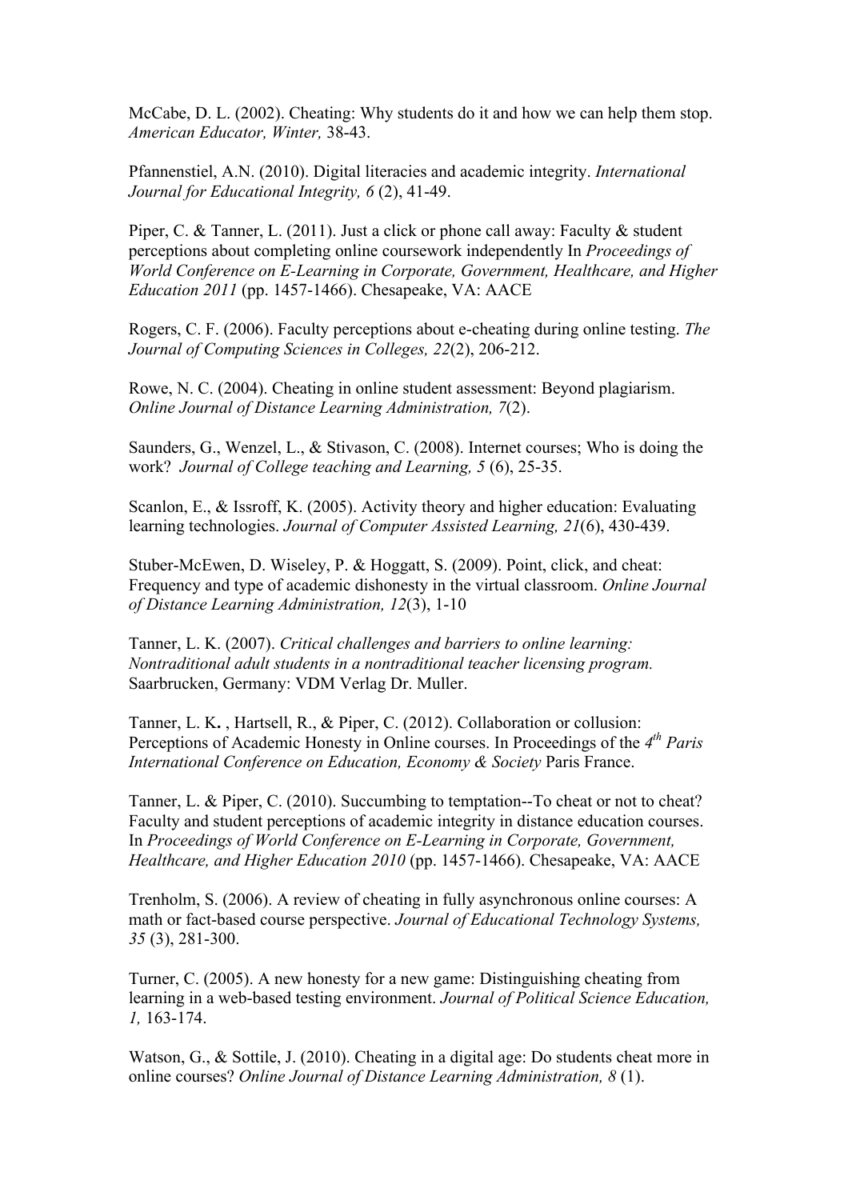McCabe, D. L. (2002). Cheating: Why students do it and how we can help them stop. *American Educator, Winter,* 38-43.

Pfannenstiel, A.N. (2010). Digital literacies and academic integrity. *International Journal for Educational Integrity, 6* (2), 41-49.

Piper, C. & Tanner, L. (2011). Just a click or phone call away: Faculty & student perceptions about completing online coursework independently In *Proceedings of World Conference on E-Learning in Corporate, Government, Healthcare, and Higher Education 2011* (pp. 1457-1466). Chesapeake, VA: AACE

Rogers, C. F. (2006). Faculty perceptions about e-cheating during online testing. *The Journal of Computing Sciences in Colleges, 22*(2), 206-212.

Rowe, N. C. (2004). Cheating in online student assessment: Beyond plagiarism. *Online Journal of Distance Learning Administration, 7*(2).

Saunders, G., Wenzel, L., & Stivason, C. (2008). Internet courses; Who is doing the work? *Journal of College teaching and Learning, 5* (6), 25-35.

Scanlon, E., & Issroff, K. (2005). Activity theory and higher education: Evaluating learning technologies. *Journal of Computer Assisted Learning, 21*(6), 430-439.

Stuber-McEwen, D. Wiseley, P. & Hoggatt, S. (2009). Point, click, and cheat: Frequency and type of academic dishonesty in the virtual classroom. *Online Journal of Distance Learning Administration, 12*(3), 1-10

Tanner, L. K. (2007). *Critical challenges and barriers to online learning: Nontraditional adult students in a nontraditional teacher licensing program.* Saarbrucken, Germany: VDM Verlag Dr. Muller.

Tanner, L. K**.** , Hartsell, R., & Piper, C. (2012). Collaboration or collusion: Perceptions of Academic Honesty in Online courses. In Proceedings of the *4th Paris International Conference on Education, Economy & Society* Paris France.

Tanner, L. & Piper, C. (2010). Succumbing to temptation--To cheat or not to cheat? Faculty and student perceptions of academic integrity in distance education courses. In *Proceedings of World Conference on E-Learning in Corporate, Government, Healthcare, and Higher Education 2010* (pp. 1457-1466). Chesapeake, VA: AACE

Trenholm, S. (2006). A review of cheating in fully asynchronous online courses: A math or fact-based course perspective. *Journal of Educational Technology Systems, 35* (3), 281-300.

Turner, C. (2005). A new honesty for a new game: Distinguishing cheating from learning in a web-based testing environment. *Journal of Political Science Education, 1,* 163-174.

Watson, G., & Sottile, J. (2010). Cheating in a digital age: Do students cheat more in online courses? *Online Journal of Distance Learning Administration, 8* (1).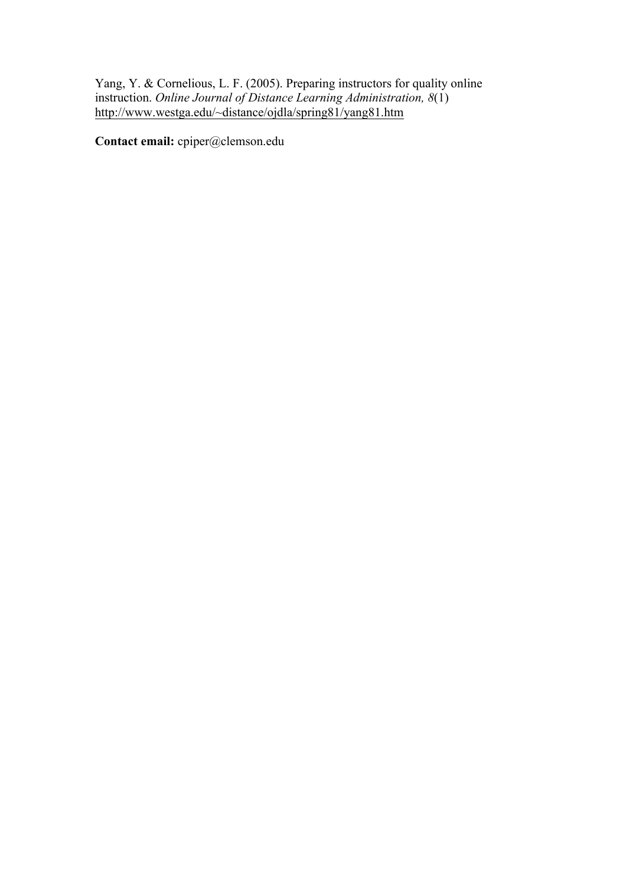Yang, Y. & Cornelious, L. F. (2005). Preparing instructors for quality online instruction. *Online Journal of Distance Learning Administration, 8*(1) http://www.westga.edu/~distance/ojdla/spring81/yang81.htm

**Contact email:** cpiper@clemson.edu